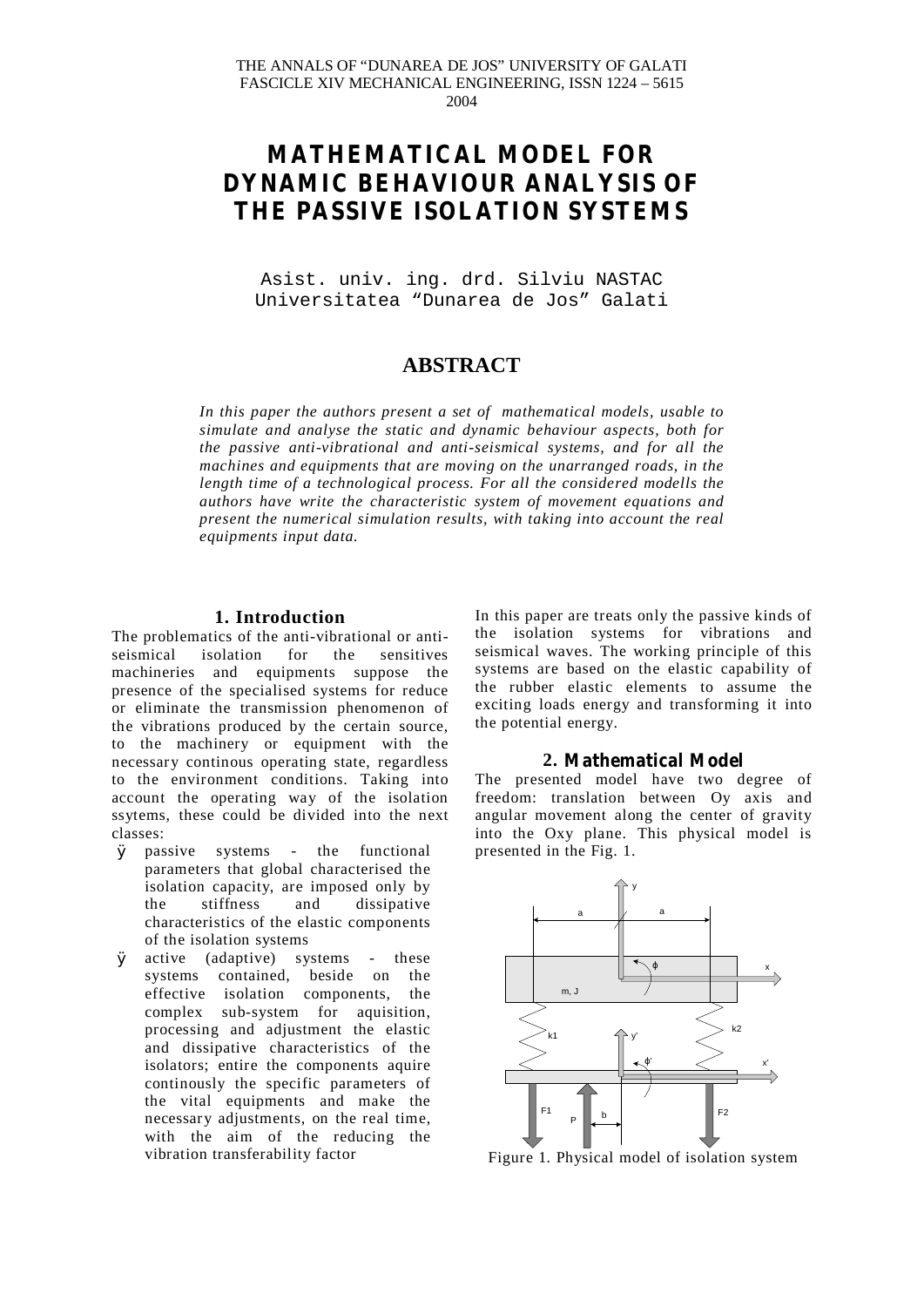THE ANNALS OF "DUNAREA DE JOS" UNIVERSITY OF GALATI
FASCICLE XIV MECHANICAL ENGINEERING, ISSN 1224 – 5615
2004

# MATHEMATICAL MODEL FOR DYNAMIC BEHAVIOUR ANALYSIS OF THE PASSIVE ISOLATION SYSTEMS

Asist. univ. ing. drd. Silviu NASTAC
Universitatea "Dunarea de Jos" Galati

## ABSTRACT

*In this paper the authors present a set of mathematical models, usable to simulate and analyse the static and dynamic behaviour aspects, both for the passive anti-vibrational and anti-seismical systems, and for all the machines and equipments that are moving on the unarranged roads, in the length time of a technological process. For all the considered modells the authors have write the characteristic system of movement equations and present the numerical simulation results, with taking into account the real equipments input data.*

## 1. Introduction

The problematics of the anti-vibrational or anti-seismical isolation for the sensitives machineries and equipments suppose the presence of the specialised systems for reduce or eliminate the transmission phenomenon of the vibrations produced by the certain source, to the machinery or equipment with the necessary continous operating state, regardless to the environment conditions. Taking into account the operating way of the isolation ssytems, these could be divided into the next classes:

- passive systems - the functional parameters that global characterised the isolation capacity, are imposed only by the stiffness and dissipative characteristics of the elastic components of the isolation systems
- active (adaptive) systems - these systems contained, beside on the effective isolation components, the complex sub-system for aquisition, processing and adjustment the elastic and dissipative characteristics of the isolators; entire the components aquire continously the specific parameters of the vital equipments and make the necessary adjustments, on the real time, with the aim of the reducing the vibration transferability factor

In this paper are treats only the passive kinds of the isolation systems for vibrations and seismical waves. The working principle of this systems are based on the elastic capability of the rubber elastic elements to assume the exciting loads energy and transforming it into the potential energy.

## 2. Mathematical Model

The presented model have two degree of freedom: translation between Oy axis and angular movement along the center of gravity into the Oxy plane. This physical model is presented in the Fig. 1.

Figure 1. Physical model of isolation system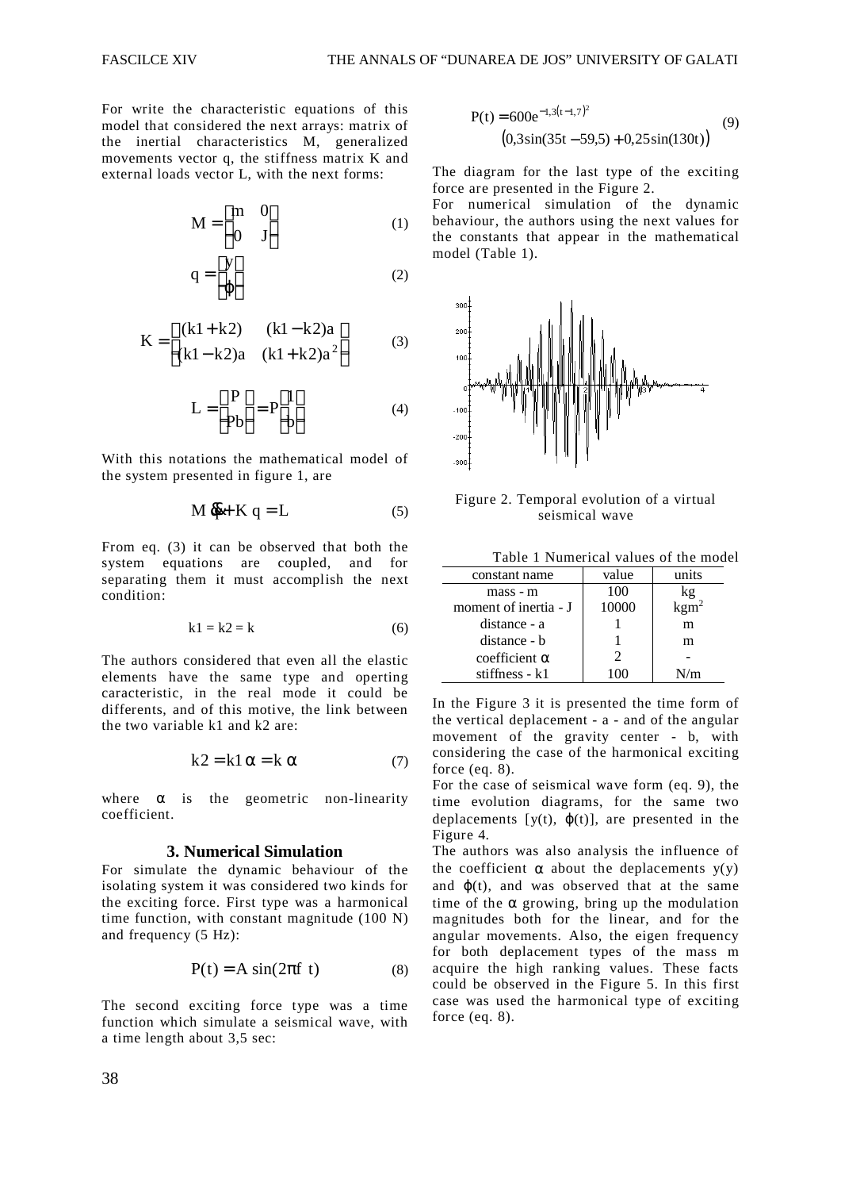For write the characteristic equations of this model that considered the next arrays: matrix of the inertial characteristics M, generalized movements vector q, the stiffness matrix K and external loads vector L, with the next forms:

$$M = \begin{bmatrix} m & 0 \\ 0 & J \end{bmatrix} \tag{1}$$

$$q = \begin{Bmatrix} y \\ \varphi \end{Bmatrix} \tag{2}$$

$$K = \begin{bmatrix} (k1 + k2) & (k1 - k2)a \\ (k1 - k2)a & (k1 + k2)a^2 \end{bmatrix} \tag{3}$$

$$L = \begin{Bmatrix} P \\ Pb \end{Bmatrix} = P \begin{Bmatrix} 1 \\ b \end{Bmatrix} \tag{4}$$

With this notations the mathematical model of the system presented in figure 1, are

$$M \ddot{q} + K\, q = L \tag{5}$$

From eq. (3) it can be observed that both the system equations are coupled, and for separating them it must accomplish the next condition:

$$k1 = k2 = k \tag{6}$$

The authors considered that even all the elastic elements have the same type and operting caracteristic, in the real mode it could be differents, and of this motive, the link between the two variable k1 and k2 are:

$$k2 = k1\,\alpha = k\,\alpha \tag{7}$$

where $\alpha$ is the geometric non-linearity coefficient.

### 3. Numerical Simulation

For simulate the dynamic behaviour of the isolating system it was considered two kinds for the exciting force. First type was a harmonical time function, with constant magnitude (100 N) and frequency (5 Hz):

$$P(t) = A \sin(2\pi f\ t) \tag{8}$$

The second exciting force type was a time function which simulate a seismical wave, with a time length about 3,5 sec:

$$P(t) = 600 e^{-1,3(t-1,7)^2} \left(0,3\sin(35t - 59,5) + 0,25\sin(130t)\right) \tag{9}$$

The diagram for the last type of the exciting force are presented in the Figure 2.

For numerical simulation of the dynamic behaviour, the authors using the next values for the constants that appear in the mathematical model (Table 1).

Figure 2. Temporal evolution of a virtual seismical wave

Table 1 Numerical values of the model

| constant name | value | units |
|---|---|---|
| mass - m | 100 | kg |
| moment of inertia - J | 10000 | $kgm^2$ |
| distance - a | 1 | m |
| distance - b | 1 | m |
| coefficient $\alpha$ | 2 | - |
| stiffness - k1 | 100 | N/m |

In the Figure 3 it is presented the time form of the vertical deplacement - a - and of the angular movement of the gravity center - b, with considering the case of the harmonical exciting force (eq. 8).

For the case of seismical wave form (eq. 9), the time evolution diagrams, for the same two deplacements [y(t), $\varphi$(t)], are presented in the Figure 4.

The authors was also analysis the influence of the coefficient $\alpha$ about the deplacements y(y) and $\varphi$(t), and was observed that at the same time of the $\alpha$ growing, bring up the modulation magnitudes both for the linear, and for the angular movements. Also, the eigen frequency for both deplacement types of the mass m acquire the high ranking values. These facts could be observed in the Figure 5. In this first case was used the harmonical type of exciting force (eq. 8).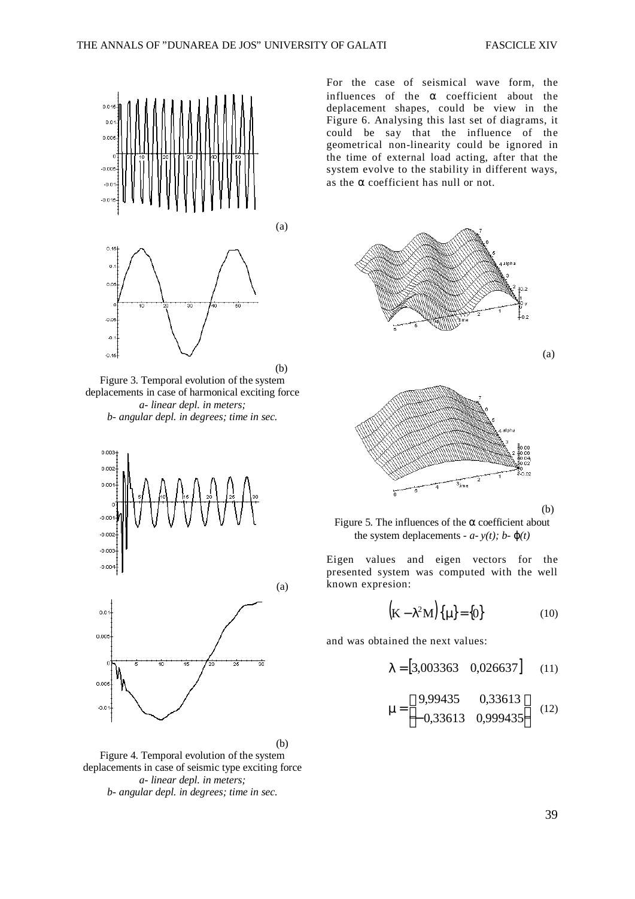(a)

(b)

Figure 3. Temporal evolution of the system deplacements in case of harmonical exciting force
*a- linear depl. in meters;*
*b- angular depl. in degrees; time in sec.*

(a)

(b)

Figure 4. Temporal evolution of the system deplacements in case of seismic type exciting force
*a- linear depl. in meters;*
*b- angular depl. in degrees; time in sec.*

For the case of seismical wave form, the influences of the $\alpha$ coefficient about the deplacement shapes, could be view in the Figure 6. Analysing this last set of diagrams, it could be say that the influence of the geometrical non-linearity could be ignored in the time of external load acting, after that the system evolve to the stability in different ways, as the $\alpha$ coefficient has null or not.

(a)

(b)

Figure 5. The influences of the $\alpha$ coefficient about the system deplacements - *a- $y(t)$; b- $\varphi(t)$*

Eigen values and eigen vectors for the presented system was computed with the well known expresion:

$$\left(K - \lambda^2 M\right)\{\mu\} = \{0\} \tag{10}$$

and was obtained the next values:

$$\lambda = \begin{bmatrix} 3{,}003363 & 0{,}026637 \end{bmatrix} \tag{11}$$

$$\mu = \begin{bmatrix} 9{,}99435 & 0{,}33613 \\ -0{,}33613 & 0{,}999435 \end{bmatrix} \tag{12}$$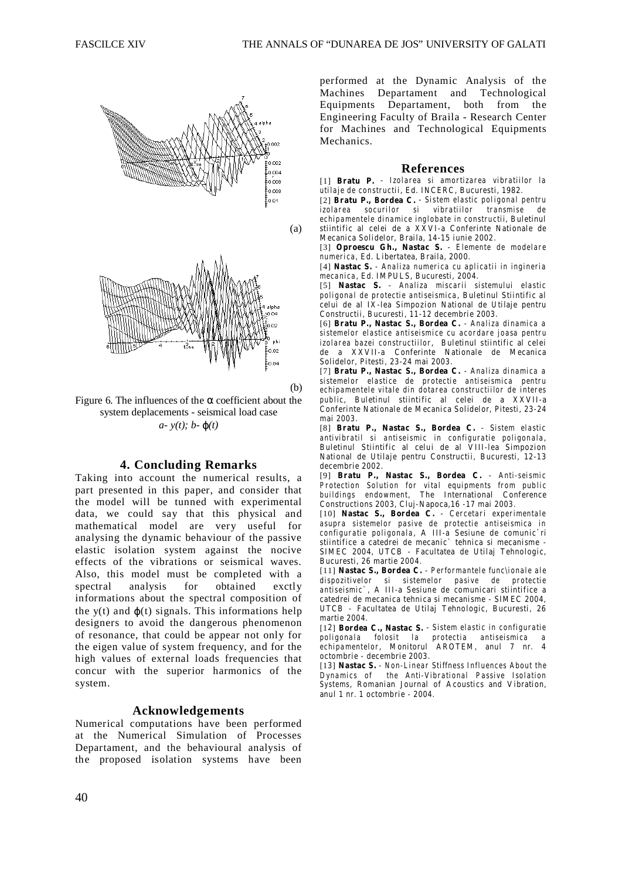alpha
0.002
0
0.002
0.004
0.006
0.008
0.01

(a)

alpha
0.04
0.02
0
phi
0.02
0.04

(b)

Figure 6. The influences of the α coefficient about the system deplacements - seismical load case
*a- y(t); b- φ(t)*

## 4. Concluding Remarks

Taking into account the numerical results, a part presented in this paper, and consider that the model will be tunned with experimental data, we could say that this physical and mathematical model are very useful for analysing the dynamic behaviour of the passive elastic isolation system against the nocive effects of the vibrations or seismical waves. Also, this model must be completed with a spectral analysis for obtained exctly informations about the spectral composition of the y(t) and φ(t) signals. This informations help designers to avoid the dangerous phenomenon of resonance, that could be appear not only for the eigen value of system frequency, and for the high values of external loads frequencies that concur with the superior harmonics of the system.

## Acknowledgements

Numerical computations have been performed at the Numerical Simulation of Processes Departament, and the behavioural analysis of the proposed isolation systems have been performed at the Dynamic Analysis of the Machines Departament and Technological Equipments Departament, both from the Engineering Faculty of Braila - Research Center for Machines and Technological Equipments Mechanics.

## References

[1] **Bratu P.** - Izolarea si amortizarea vibratiilor la utilaje de constructii, Ed. INCERC, Bucuresti, 1982.

[2] **Bratu P., Bordea C.** - Sistem elastic poligonal pentru izolarea socurilor si vibratiilor transmise de echipamentele dinamice inglobate in constructii, Buletinul stiintific al celei de a XXVI-a Conferinte Nationale de Mecanica Solidelor, Braila, 14-15 iunie 2002.

[3] **Oproescu Gh., Nastac S.** - Elemente de modelare numerica, Ed. Libertatea, Braila, 2000.

[4] **Nastac S.** - Analiza numerica cu aplicatii in ingineria mecanica, Ed. IMPULS, Bucuresti, 2004.

[5] **Nastac S.** - Analiza miscarii sistemului elastic poligonal de protectie antiseismica, Buletinul Stiintific al celui de al IX-lea Simpozion National de Utilaje pentru Constructii, Bucuresti, 11-12 decembrie 2003.

[6] **Bratu P., Nastac S., Bordea C.** - Analiza dinamica a sistemelor elastice antiseismice cu acordare joasa pentru izolarea bazei constructiilor, Buletinul stiintific al celei de a XXVII-a Conferinte Nationale de Mecanica Solidelor, Pitesti, 23-24 mai 2003.

[7] **Bratu P., Nastac S., Bordea C.** - Analiza dinamica a sistemelor elastice de protectie antiseismica pentru echipamentele vitale din dotarea constructiilor de interes public, Buletinul stiintific al celei de a XXVII-a Conferinte Nationale de Mecanica Solidelor, Pitesti, 23-24 mai 2003.

[8] **Bratu P., Nastac S., Bordea C.** - Sistem elastic antivibratil si antiseismic in configuratie poligonala, Buletinul Stiintific al celui de al VIII-lea Simpozion National de Utilaje pentru Constructii, Bucuresti, 12-13 decembrie 2002.

[9] **Bratu P., Nastac S., Bordea C.** - Anti-seismic Protection Solution for vital equipments from public buildings endowment, The International Conference Constructions 2003, Cluj-Napoca,16 -17 mai 2003.

[10] **Nastac S., Bordea C.** - Cercetari experimentale asupra sistemelor pasive de protectie antiseismica in configuratie poligonala, A III-a Sesiune de comunic`ri stiintifice a catedrei de mecanic` tehnica si mecanisme - SIMEC 2004, UTCB - Facultatea de Utilaj Tehnologic, Bucuresti, 26 martie 2004.

[11] **Nastac S., Bordea C.** - Performantele func\ionale ale dispozitivelor si sistemelor pasive de protectie antiseismic`, A III-a Sesiune de comunicari stiintifice a catedrei de mecanica tehnica si mecanisme - SIMEC 2004, UTCB - Facultatea de Utilaj Tehnologic, Bucuresti, 26 martie 2004.

[12] **Bordea C., Nastac S.** - Sistem elastic in configuratie poligonala folosit la protectia antiseismica a echipamentelor, Monitorul AROTEM, anul 7 nr. 4 octombrie - decembrie 2003.

[13] **Nastac S.** - Non-Linear Stiffness Influences About the Dynamics of the Anti-Vibrational Passive Isolation Systems, Romanian Journal of Acoustics and Vibration, anul 1 nr. 1 octombrie - 2004.